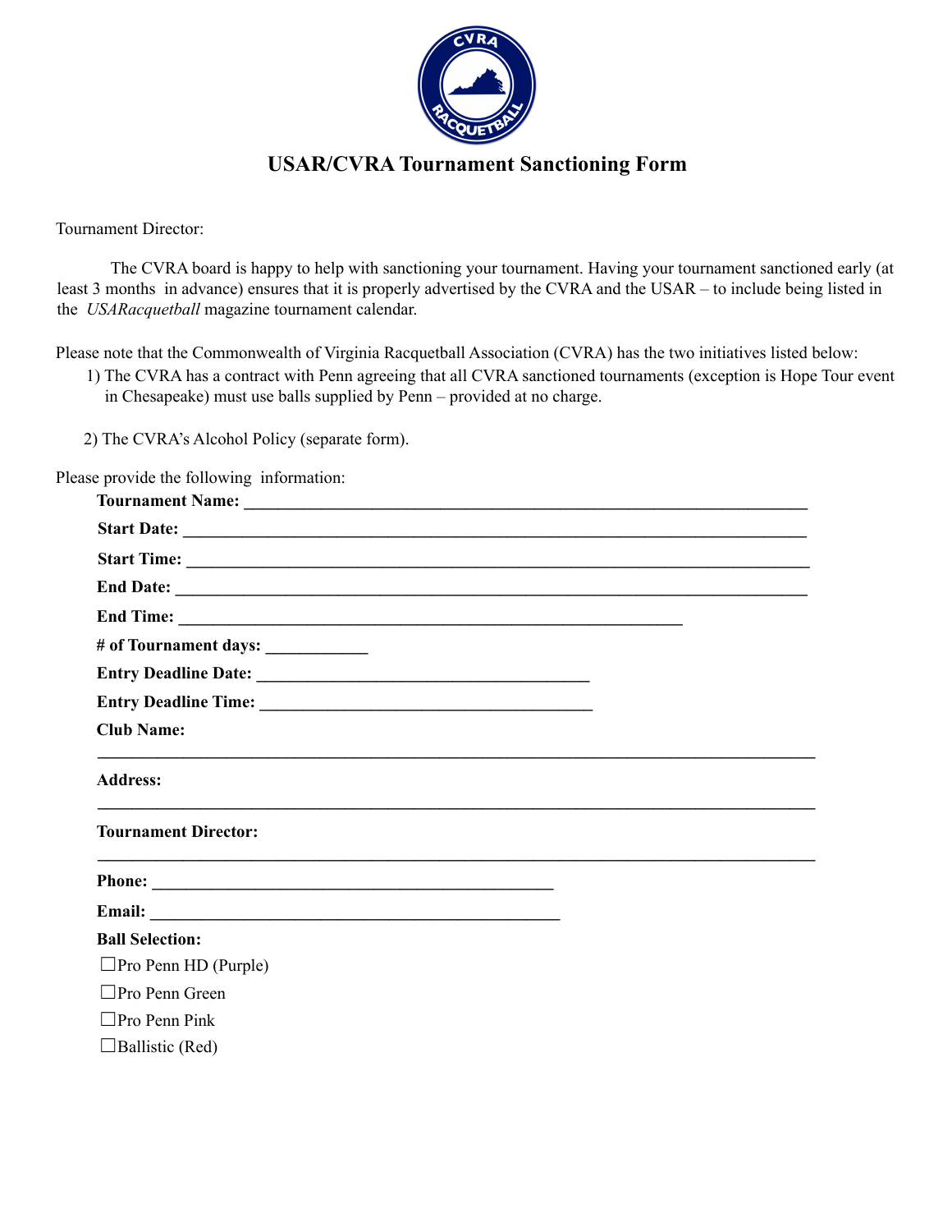# USAR/CVRA Tournament Sanctioning Form

Tournament Director:

The CVRA board is happy to help with sanctioning your tournament. Having your tournament sanctioned early (at least 3 months in advance) ensures that it is properly advertised by the CVRA and the USAR – to include being listed in the *USARacquetball* magazine tournament calendar.

Please note that the Commonwealth of Virginia Racquetball Association (CVRA) has the two initiatives listed below:

1) The CVRA has a contract with Penn agreeing that all CVRA sanctioned tournaments (exception is Hope Tour event in Chesapeake) must use balls supplied by Penn – provided at no charge.

2) The CVRA's Alcohol Policy (separate form).

Please provide the following information:

**Tournament Name:** ______________________________________________

**Start Date:** ______________________________________________

**Start Time:** ______________________________________________

**End Date:** ______________________________________________

**End Time:** ________________________________________

**# of Tournament days:** ____________

**Entry Deadline Date:** __________________________

**Entry Deadline Time:** __________________________

**Club Name:**

______________________________________________________

**Address:**

______________________________________________________

**Tournament Director:**

______________________________________________________

**Phone:** ________________________________

**Email:** ________________________________

**Ball Selection:**

☐Pro Penn HD (Purple)

☐Pro Penn Green

☐Pro Penn Pink

☐Ballistic (Red)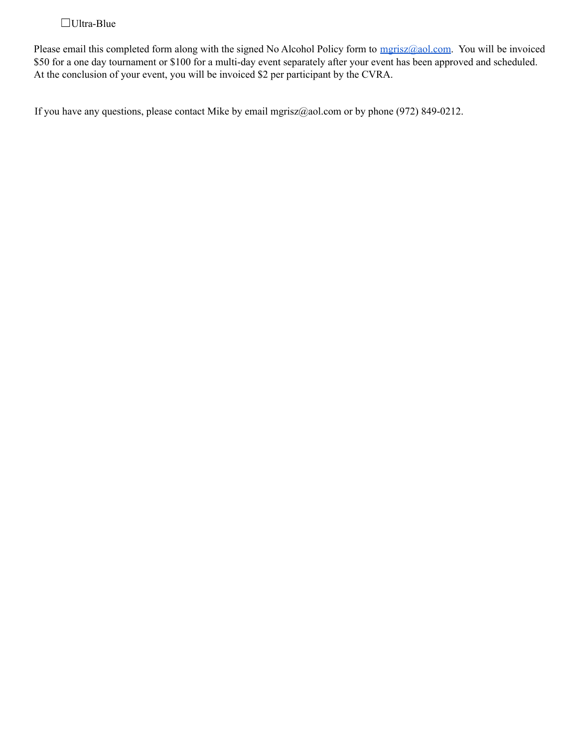☐Ultra-Blue

Please email this completed form along with the signed No Alcohol Policy form to [mgrisz@aol.com](mailto:mgrisz@aol.com). You will be invoiced $50 for a one day tournament or $100 for a multi-day event separately after your event has been approved and scheduled. At the conclusion of your event, you will be invoiced $2 per participant by the CVRA.

If you have any questions, please contact Mike by email mgrisz@aol.com or by phone (972) 849-0212.